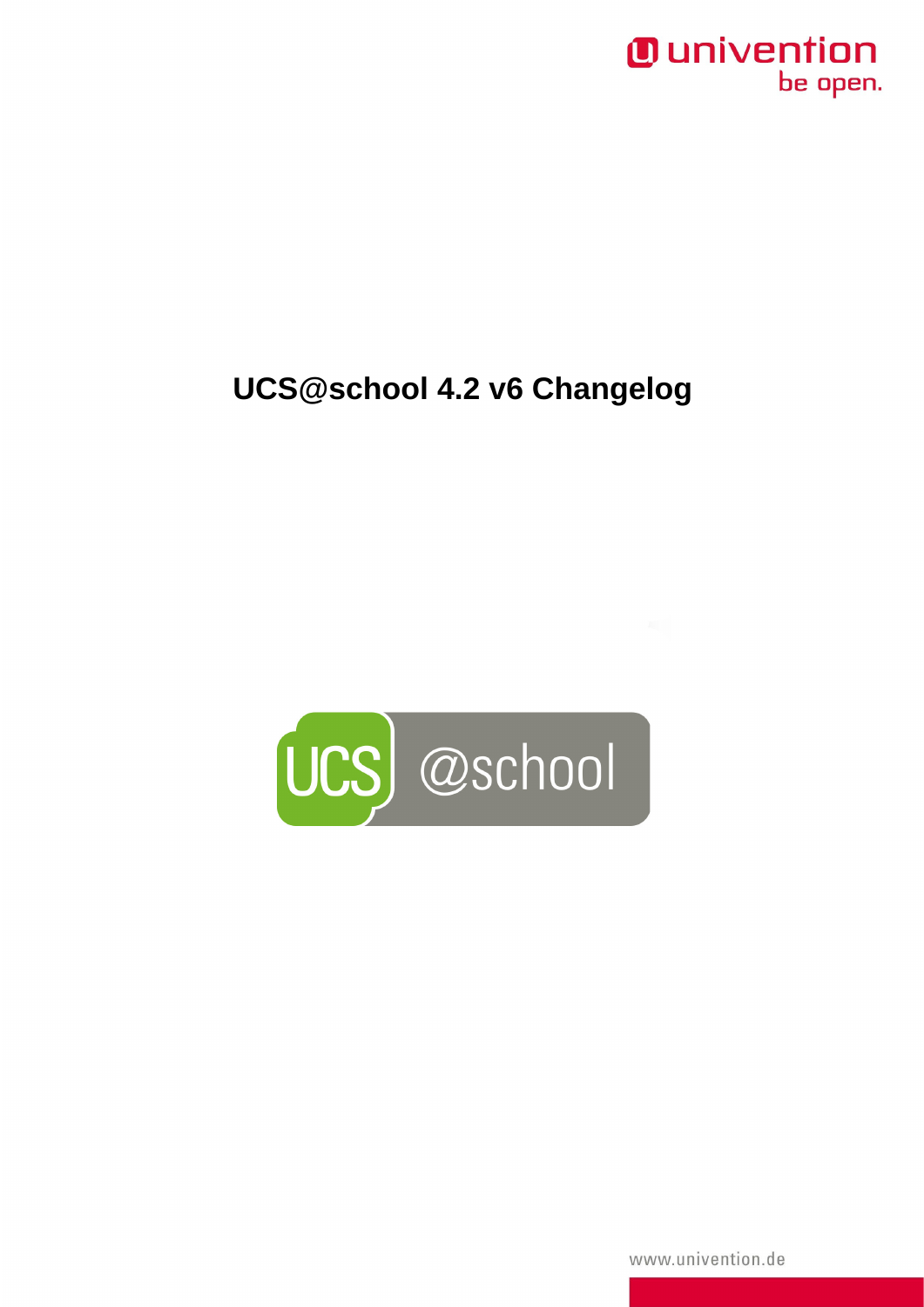# UCS@school 4.2 v6 Changelog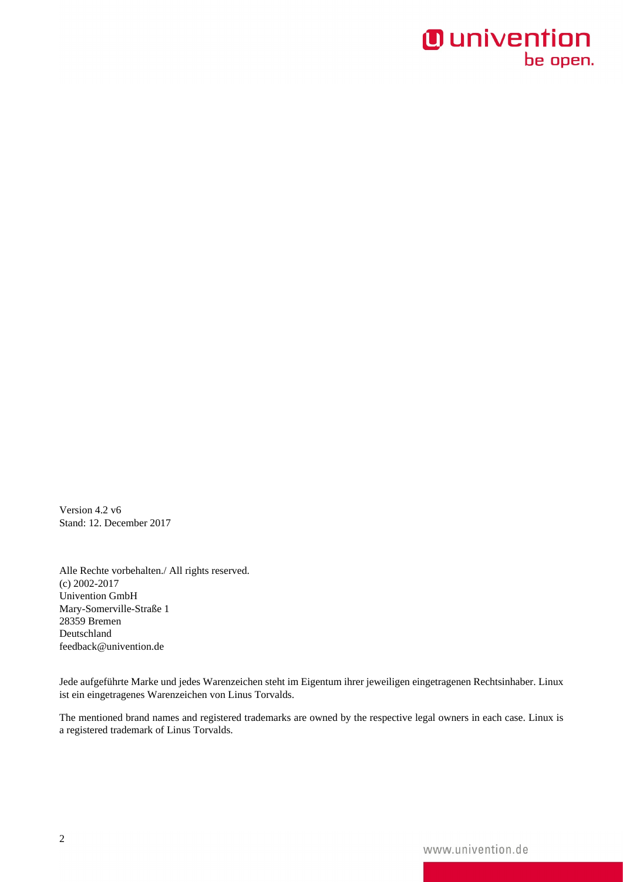Version 4.2 v6  
Stand: 12. December 2017

Alle Rechte vorbehalten./ All rights reserved.  
(c) 2002-2017  
Univention GmbH  
Mary-Somerville-Straße 1  
28359 Bremen  
Deutschland  
feedback@univention.de

Jede aufgeführte Marke und jedes Warenzeichen steht im Eigentum ihrer jeweiligen eingetragenen Rechtsinhaber. Linux ist ein eingetragenes Warenzeichen von Linus Torvalds.

The mentioned brand names and registered trademarks are owned by the respective legal owners in each case. Linux is a registered trademark of Linus Torvalds.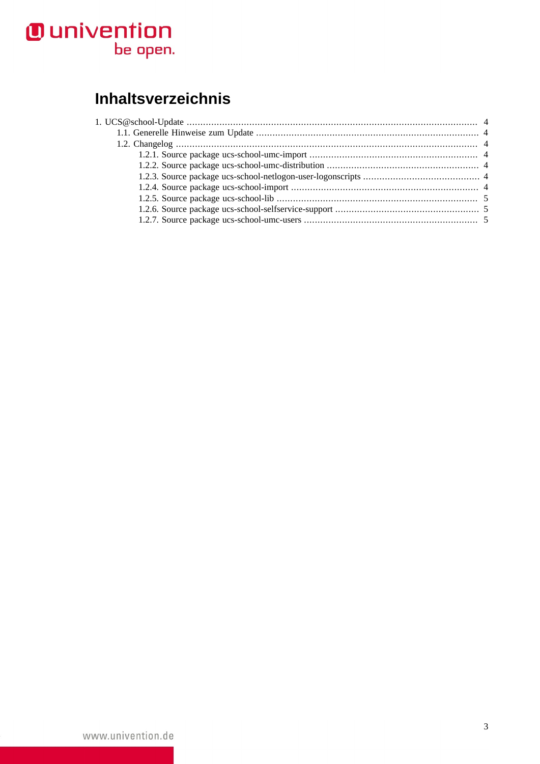# Inhaltsverzeichnis

1. UCS@school-Update ... 4
   - 1.1. Generelle Hinweise zum Update ... 4
   - 1.2. Changelog ... 4
     - 1.2.1. Source package ucs-school-umc-import ... 4
     - 1.2.2. Source package ucs-school-umc-distribution ... 4
     - 1.2.3. Source package ucs-school-netlogon-user-logonscripts ... 4
     - 1.2.4. Source package ucs-school-import ... 4
     - 1.2.5. Source package ucs-school-lib ... 5
     - 1.2.6. Source package ucs-school-selfservice-support ... 5
     - 1.2.7. Source package ucs-school-umc-users ... 5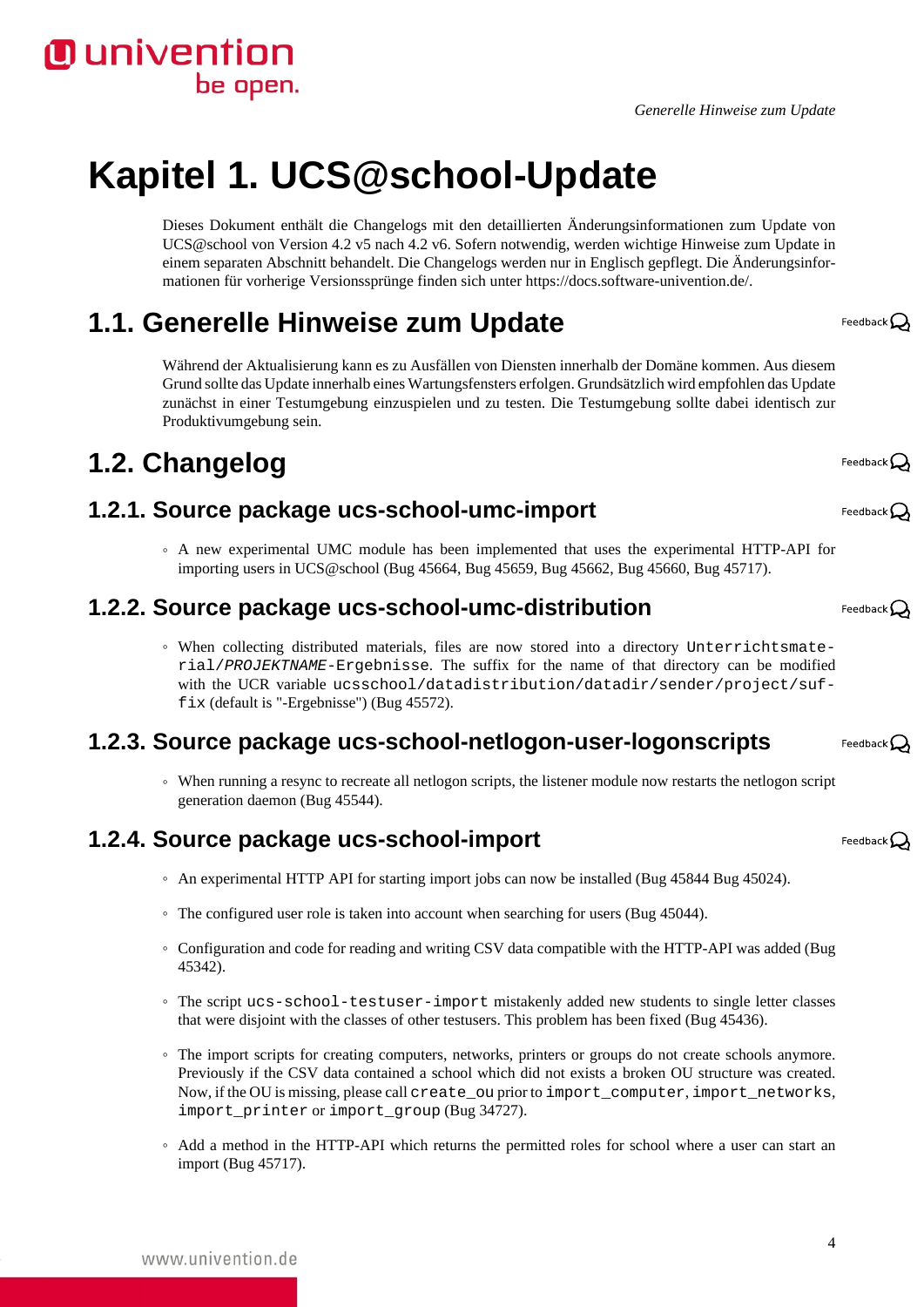# Kapitel 1. UCS@school-Update

Dieses Dokument enthält die Changelogs mit den detaillierten Änderungsinformationen zum Update von UCS@school von Version 4.2 v5 nach 4.2 v6. Sofern notwendig, werden wichtige Hinweise zum Update in einem separaten Abschnitt behandelt. Die Changelogs werden nur in Englisch gepflegt. Die Änderungsinformationen für vorherige Versionssprünge finden sich unter https://docs.software-univention.de/.

## 1.1. Generelle Hinweise zum Update

Während der Aktualisierung kann es zu Ausfällen von Diensten innerhalb der Domäne kommen. Aus diesem Grund sollte das Update innerhalb eines Wartungsfensters erfolgen. Grundsätzlich wird empfohlen das Update zunächst in einer Testumgebung einzuspielen und zu testen. Die Testumgebung sollte dabei identisch zur Produktivumgebung sein.

## 1.2. Changelog

### 1.2.1. Source package ucs-school-umc-import

- A new experimental UMC module has been implemented that uses the experimental HTTP-API for importing users in UCS@school (Bug 45664, Bug 45659, Bug 45662, Bug 45660, Bug 45717).

### 1.2.2. Source package ucs-school-umc-distribution

- When collecting distributed materials, files are now stored into a directory `Unterrichtsmaterial/`*`PROJEKTNAME`*`-Ergebnisse`. The suffix for the name of that directory can be modified with the UCR variable `ucsschool/datadistribution/datadir/sender/project/suffix` (default is "-Ergebnisse") (Bug 45572).

### 1.2.3. Source package ucs-school-netlogon-user-logonscripts

- When running a resync to recreate all netlogon scripts, the listener module now restarts the netlogon script generation daemon (Bug 45544).

### 1.2.4. Source package ucs-school-import

- An experimental HTTP API for starting import jobs can now be installed (Bug 45844 Bug 45024).
- The configured user role is taken into account when searching for users (Bug 45044).
- Configuration and code for reading and writing CSV data compatible with the HTTP-API was added (Bug 45342).
- The script `ucs-school-testuser-import` mistakenly added new students to single letter classes that were disjoint with the classes of other testusers. This problem has been fixed (Bug 45436).
- The import scripts for creating computers, networks, printers or groups do not create schools anymore. Previously if the CSV data contained a school which did not exists a broken OU structure was created. Now, if the OU is missing, please call `create_ou` prior to `import_computer`, `import_networks`, `import_printer` or `import_group` (Bug 34727).
- Add a method in the HTTP-API which returns the permitted roles for school where a user can start an import (Bug 45717).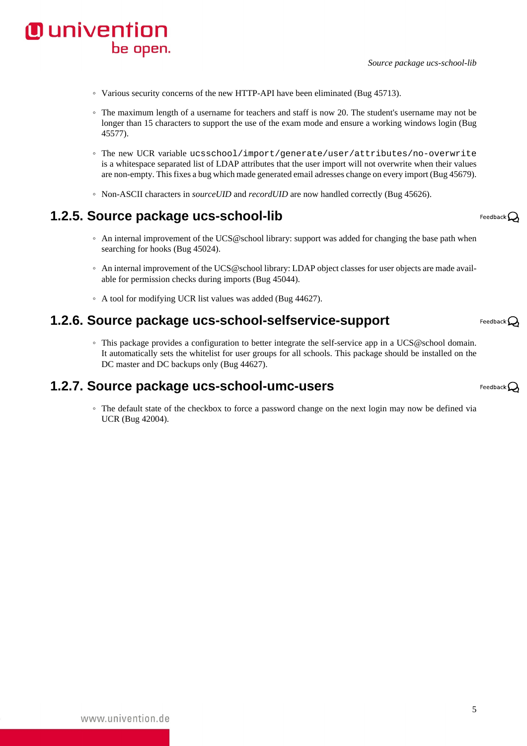- Various security concerns of the new HTTP-API have been eliminated (Bug 45713).
- The maximum length of a username for teachers and staff is now 20. The student's username may not be longer than 15 characters to support the use of the exam mode and ensure a working windows login (Bug 45577).
- The new UCR variable `ucsschool/import/generate/user/attributes/no-overwrite` is a whitespace separated list of LDAP attributes that the user import will not overwrite when their values are non-empty. This fixes a bug which made generated email adresses change on every import (Bug 45679).
- Non-ASCII characters in *sourceUID* and *recordUID* are now handled correctly (Bug 45626).

### 1.2.5. Source package ucs-school-lib

- An internal improvement of the UCS@school library: support was added for changing the base path when searching for hooks (Bug 45024).
- An internal improvement of the UCS@school library: LDAP object classes for user objects are made available for permission checks during imports (Bug 45044).
- A tool for modifying UCR list values was added (Bug 44627).

### 1.2.6. Source package ucs-school-selfservice-support

- This package provides a configuration to better integrate the self-service app in a UCS@school domain. It automatically sets the whitelist for user groups for all schools. This package should be installed on the DC master and DC backups only (Bug 44627).

### 1.2.7. Source package ucs-school-umc-users

- The default state of the checkbox to force a password change on the next login may now be defined via UCR (Bug 42004).